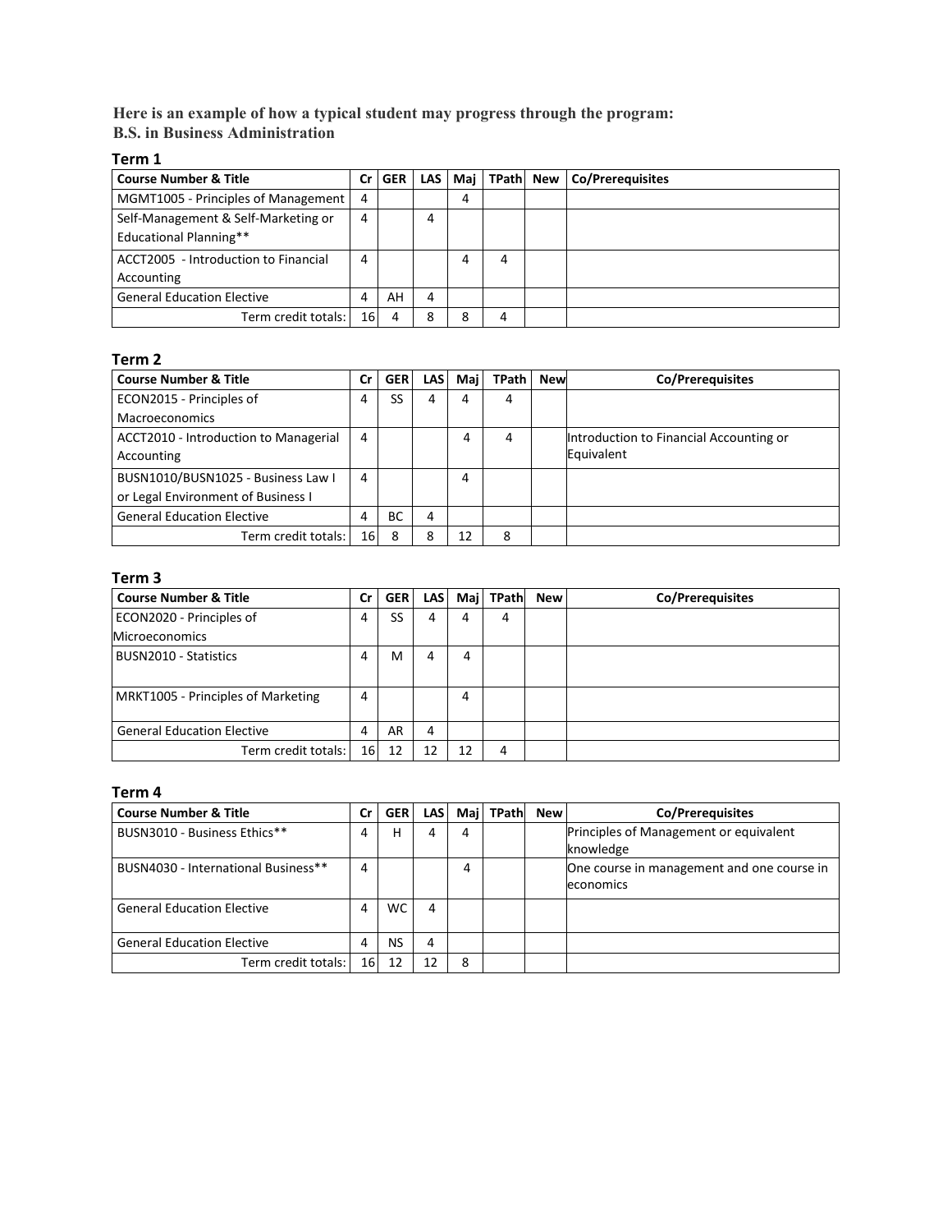**Here is an example of how a typical student may progress through the program:**
**B.S. in Business Administration**

### Term 1

| Course Number & Title | Cr | GER | LAS | Maj | TPath | New | Co/Prerequisites |
|---|---|---|---|---|---|---|---|
| MGMT1005 - Principles of Management | 4 | | | 4 | | | |
| Self-Management & Self-Marketing or Educational Planning** | 4 | | 4 | | | | |
| ACCT2005 - Introduction to Financial Accounting | 4 | | | 4 | 4 | | |
| General Education Elective | 4 | AH | 4 | | | | |
| Term credit totals: | 16 | 4 | 8 | 8 | 4 | | |

### Term 2

| Course Number & Title | Cr | GER | LAS | Maj | TPath | New | Co/Prerequisites |
|---|---|---|---|---|---|---|---|
| ECON2015 - Principles of Macroeconomics | 4 | SS | 4 | 4 | 4 | | |
| ACCT2010 - Introduction to Managerial Accounting | 4 | | | 4 | 4 | | Introduction to Financial Accounting or Equivalent |
| BUSN1010/BUSN1025 - Business Law I or Legal Environment of Business I | 4 | | | 4 | | | |
| General Education Elective | 4 | BC | 4 | | | | |
| Term credit totals: | 16 | 8 | 8 | 12 | 8 | | |

### Term 3

| Course Number & Title | Cr | GER | LAS | Maj | TPath | New | Co/Prerequisites |
|---|---|---|---|---|---|---|---|
| ECON2020 - Principles of Microeconomics | 4 | SS | 4 | 4 | 4 | | |
| BUSN2010 - Statistics | 4 | M | 4 | 4 | | | |
| MRKT1005 - Principles of Marketing | 4 | | | 4 | | | |
| General Education Elective | 4 | AR | 4 | | | | |
| Term credit totals: | 16 | 12 | 12 | 12 | 4 | | |

### Term 4

| Course Number & Title | Cr | GER | LAS | Maj | TPath | New | Co/Prerequisites |
|---|---|---|---|---|---|---|---|
| BUSN3010 - Business Ethics** | 4 | H | 4 | 4 | | | Principles of Management or equivalent knowledge |
| BUSN4030 - International Business** | 4 | | | 4 | | | One course in management and one course in economics |
| General Education Elective | 4 | WC | 4 | | | | |
| General Education Elective | 4 | NS | 4 | | | | |
| Term credit totals: | 16 | 12 | 12 | 8 | | | |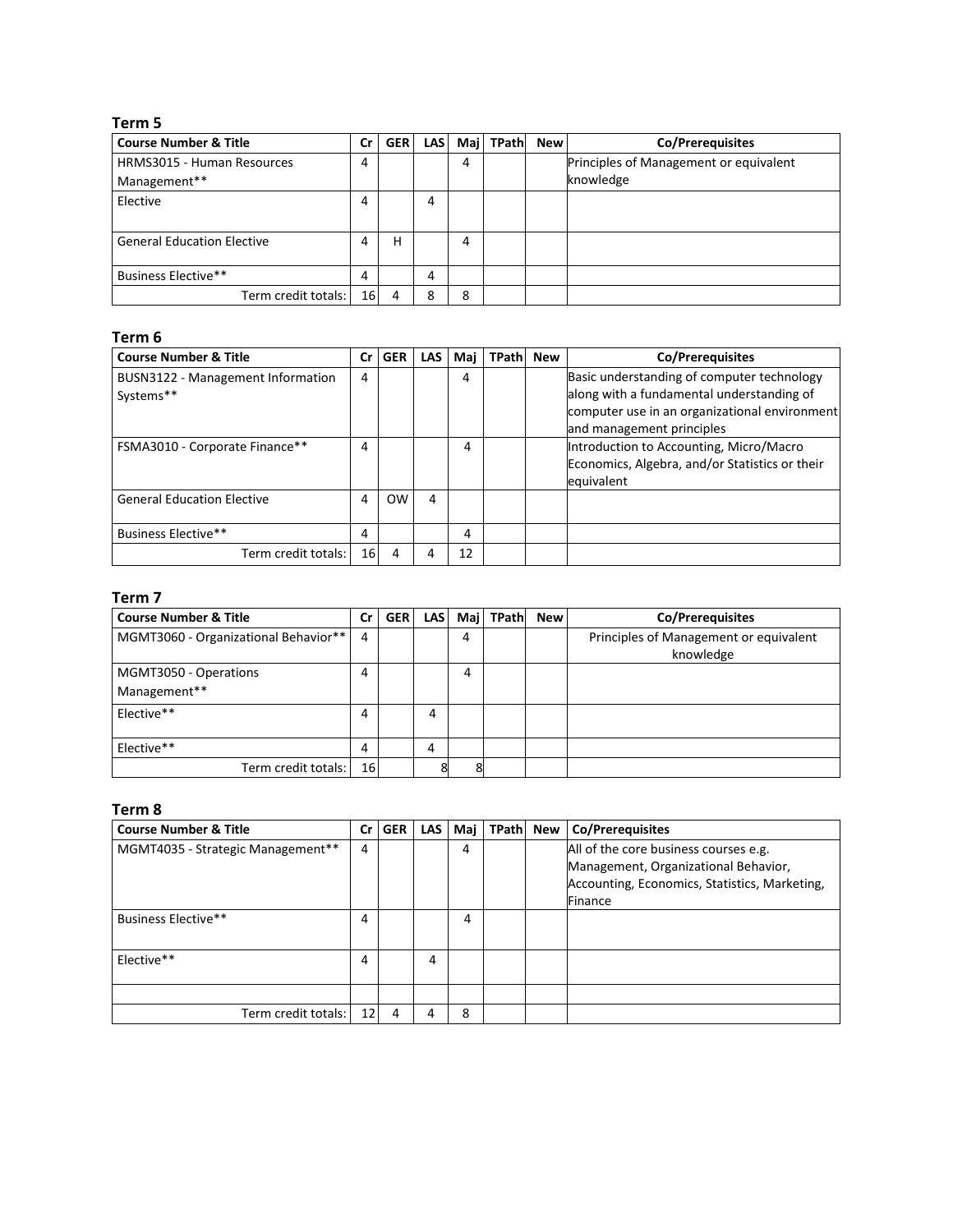### Term 5

| Course Number & Title | Cr | GER | LAS | Maj | TPath | New | Co/Prerequisites |
|---|---|---|---|---|---|---|---|
| HRMS3015 - Human Resources Management** | 4 | | | 4 | | | Principles of Management or equivalent knowledge |
| Elective | 4 | | 4 | | | | |
| General Education Elective | 4 | H | | 4 | | | |
| Business Elective** | 4 | | 4 | | | | |
| Term credit totals: | 16 | 4 | 8 | 8 | | | |

### Term 6

| Course Number & Title | Cr | GER | LAS | Maj | TPath | New | Co/Prerequisites |
|---|---|---|---|---|---|---|---|
| BUSN3122 - Management Information Systems** | 4 | | | 4 | | | Basic understanding of computer technology along with a fundamental understanding of computer use in an organizational environment and management principles |
| FSMA3010 - Corporate Finance** | 4 | | | 4 | | | Introduction to Accounting, Micro/Macro Economics, Algebra, and/or Statistics or their equivalent |
| General Education Elective | 4 | OW | 4 | | | | |
| Business Elective** | 4 | | | 4 | | | |
| Term credit totals: | 16 | 4 | 4 | 12 | | | |

### Term 7

| Course Number & Title | Cr | GER | LAS | Maj | TPath | New | Co/Prerequisites |
|---|---|---|---|---|---|---|---|
| MGMT3060 - Organizational Behavior** | 4 | | | 4 | | | Principles of Management or equivalent knowledge |
| MGMT3050 - Operations Management** | 4 | | | 4 | | | |
| Elective** | 4 | | 4 | | | | |
| Elective** | 4 | | 4 | | | | |
| Term credit totals: | 16 | | 8 | 8 | | | |

### Term 8

| Course Number & Title | Cr | GER | LAS | Maj | TPath | New | Co/Prerequisites |
|---|---|---|---|---|---|---|---|
| MGMT4035 - Strategic Management** | 4 | | | 4 | | | All of the core business courses e.g. Management, Organizational Behavior, Accounting, Economics, Statistics, Marketing, Finance |
| Business Elective** | 4 | | | 4 | | | |
| Elective** | 4 | | 4 | | | | |
| | | | | | | | |
| Term credit totals: | 12 | 4 | 4 | 8 | | | |